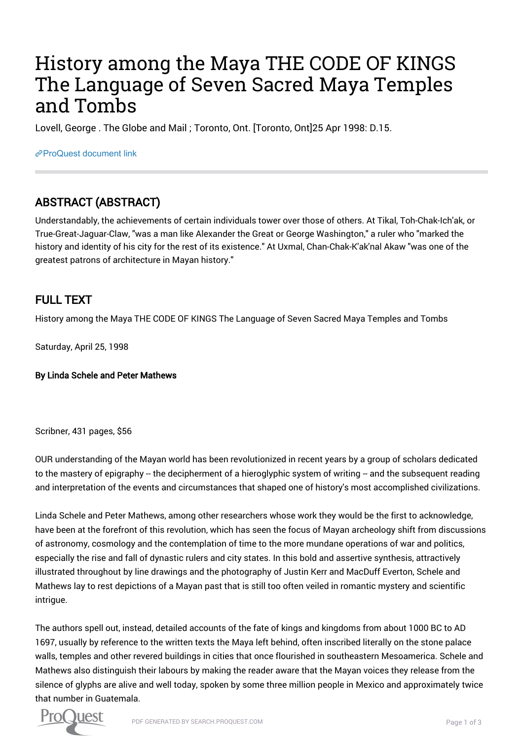# History among the Maya THE CODE OF KINGS The Language of Seven Sacred Maya Temples and Tombs

Lovell, George . The Globe and Mail ; Toronto, Ont. [Toronto, Ont]25 Apr 1998: D.15.

ProQuest document link

## ABSTRACT (ABSTRACT)

Understandably, the achievements of certain individuals tower over those of others. At Tikal, Toh-Chak-Ich'ak, or True-Great-Jaguar-Claw, "was a man like Alexander the Great or George Washington," a ruler who "marked the history and identity of his city for the rest of its existence." At Uxmal, Chan-Chak-K'ak'nal Akaw "was one of the greatest patrons of architecture in Mayan history."

## FULL TEXT

History among the Maya THE CODE OF KINGS The Language of Seven Sacred Maya Temples and Tombs

Saturday, April 25, 1998

**By Linda Schele and Peter Mathews**

Scribner, 431 pages, $56

OUR understanding of the Mayan world has been revolutionized in recent years by a group of scholars dedicated to the mastery of epigraphy -- the decipherment of a hieroglyphic system of writing -- and the subsequent reading and interpretation of the events and circumstances that shaped one of history's most accomplished civilizations.

Linda Schele and Peter Mathews, among other researchers whose work they would be the first to acknowledge, have been at the forefront of this revolution, which has seen the focus of Mayan archeology shift from discussions of astronomy, cosmology and the contemplation of time to the more mundane operations of war and politics, especially the rise and fall of dynastic rulers and city states. In this bold and assertive synthesis, attractively illustrated throughout by line drawings and the photography of Justin Kerr and MacDuff Everton, Schele and Mathews lay to rest depictions of a Mayan past that is still too often veiled in romantic mystery and scientific intrigue.

The authors spell out, instead, detailed accounts of the fate of kings and kingdoms from about 1000 BC to AD 1697, usually by reference to the written texts the Maya left behind, often inscribed literally on the stone palace walls, temples and other revered buildings in cities that once flourished in southeastern Mesoamerica. Schele and Mathews also distinguish their labours by making the reader aware that the Mayan voices they release from the silence of glyphs are alive and well today, spoken by some three million people in Mexico and approximately twice that number in Guatemala.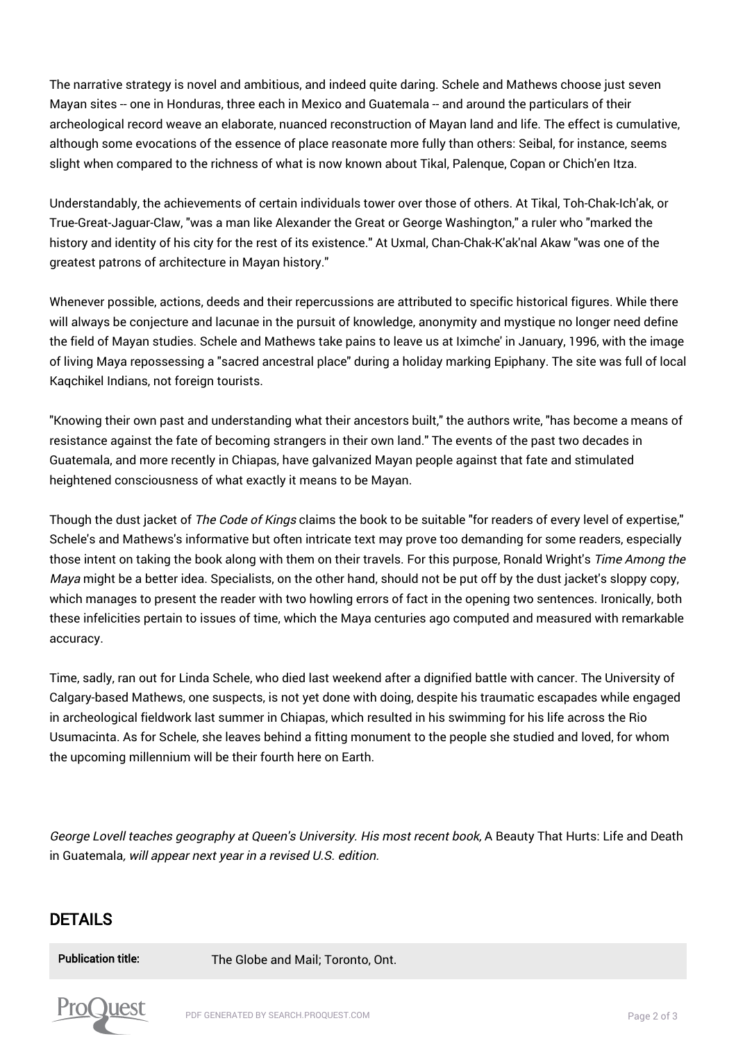The narrative strategy is novel and ambitious, and indeed quite daring. Schele and Mathews choose just seven Mayan sites -- one in Honduras, three each in Mexico and Guatemala -- and around the particulars of their archeological record weave an elaborate, nuanced reconstruction of Mayan land and life. The effect is cumulative, although some evocations of the essence of place reasonate more fully than others: Seibal, for instance, seems slight when compared to the richness of what is now known about Tikal, Palenque, Copan or Chich'en Itza.

Understandably, the achievements of certain individuals tower over those of others. At Tikal, Toh-Chak-Ich'ak, or True-Great-Jaguar-Claw, "was a man like Alexander the Great or George Washington," a ruler who "marked the history and identity of his city for the rest of its existence." At Uxmal, Chan-Chak-K'ak'nal Akaw "was one of the greatest patrons of architecture in Mayan history."

Whenever possible, actions, deeds and their repercussions are attributed to specific historical figures. While there will always be conjecture and lacunae in the pursuit of knowledge, anonymity and mystique no longer need define the field of Mayan studies. Schele and Mathews take pains to leave us at Iximche' in January, 1996, with the image of living Maya repossessing a "sacred ancestral place" during a holiday marking Epiphany. The site was full of local Kaqchikel Indians, not foreign tourists.

"Knowing their own past and understanding what their ancestors built," the authors write, "has become a means of resistance against the fate of becoming strangers in their own land." The events of the past two decades in Guatemala, and more recently in Chiapas, have galvanized Mayan people against that fate and stimulated heightened consciousness of what exactly it means to be Mayan.

Though the dust jacket of *The Code of Kings* claims the book to be suitable "for readers of every level of expertise," Schele's and Mathews's informative but often intricate text may prove too demanding for some readers, especially those intent on taking the book along with them on their travels. For this purpose, Ronald Wright's *Time Among the Maya* might be a better idea. Specialists, on the other hand, should not be put off by the dust jacket's sloppy copy, which manages to present the reader with two howling errors of fact in the opening two sentences. Ironically, both these infelicities pertain to issues of time, which the Maya centuries ago computed and measured with remarkable accuracy.

Time, sadly, ran out for Linda Schele, who died last weekend after a dignified battle with cancer. The University of Calgary-based Mathews, one suspects, is not yet done with doing, despite his traumatic escapades while engaged in archeological fieldwork last summer in Chiapas, which resulted in his swimming for his life across the Rio Usumacinta. As for Schele, she leaves behind a fitting monument to the people she studied and loved, for whom the upcoming millennium will be their fourth here on Earth.

*George Lovell teaches geography at Queen's University. His most recent book,* A Beauty That Hurts: Life and Death in Guatemala*, will appear next year in a revised U.S. edition.*

## DETAILS

| | |
|---|---|
| **Publication title:** | The Globe and Mail; Toronto, Ont. |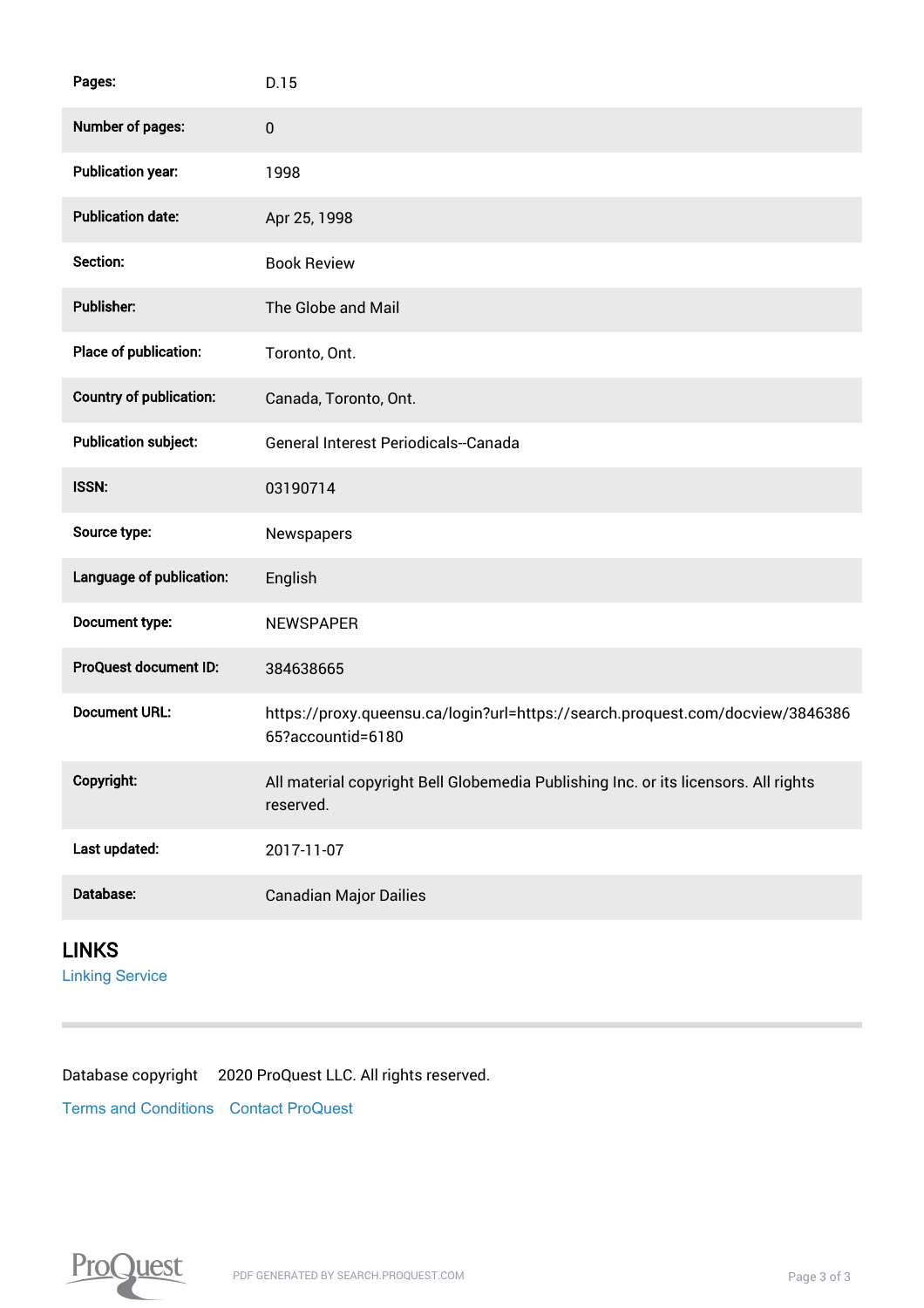| | |
|---|---|
| **Pages:** | D.15 |
| **Number of pages:** | 0 |
| **Publication year:** | 1998 |
| **Publication date:** | Apr 25, 1998 |
| **Section:** | Book Review |
| **Publisher:** | The Globe and Mail |
| **Place of publication:** | Toronto, Ont. |
| **Country of publication:** | Canada, Toronto, Ont. |
| **Publication subject:** | General Interest Periodicals--Canada |
| **ISSN:** | 03190714 |
| **Source type:** | Newspapers |
| **Language of publication:** | English |
| **Document type:** | NEWSPAPER |
| **ProQuest document ID:** | 384638665 |
| **Document URL:** | https://proxy.queensu.ca/login?url=https://search.proquest.com/docview/384638665?accountid=6180 |
| **Copyright:** | All material copyright Bell Globemedia Publishing Inc. or its licensors. All rights reserved. |
| **Last updated:** | 2017-11-07 |
| **Database:** | Canadian Major Dailies |

## LINKS

Linking Service

---

Database copyright 2020 ProQuest LLC. All rights reserved.

Terms and Conditions Contact ProQuest

PDF GENERATED BY SEARCH.PROQUEST.COM